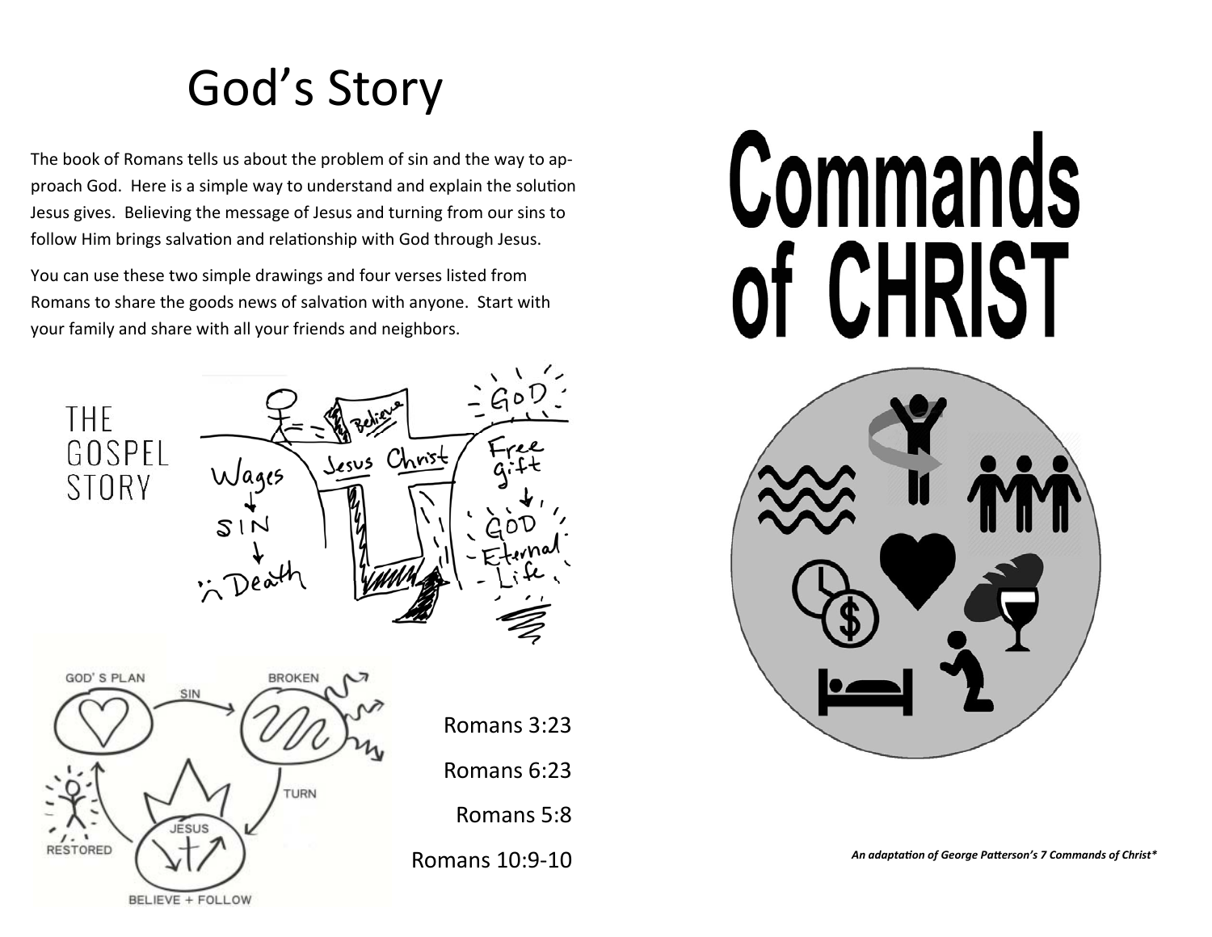# God's Story

The book of Romans tells us about the problem of sin and the way to approach God. Here is a simple way to understand and explain the solution Jesus gives. Believing the message of Jesus and turning from our sins to follow Him brings salvation and relationship with God through Jesus.

You can use these two simple drawings and four verses listed from Romans to share the goods news of salvation with anyone. Start with your family and share with all your friends and neighbors.

THE GOSPEL STORY

Romans 3:23

Romans 6:23

Romans 5:8

Romans 10:9-10

# Commands of CHRIST

***An adaptation of George Patterson's 7 Commands of Christ****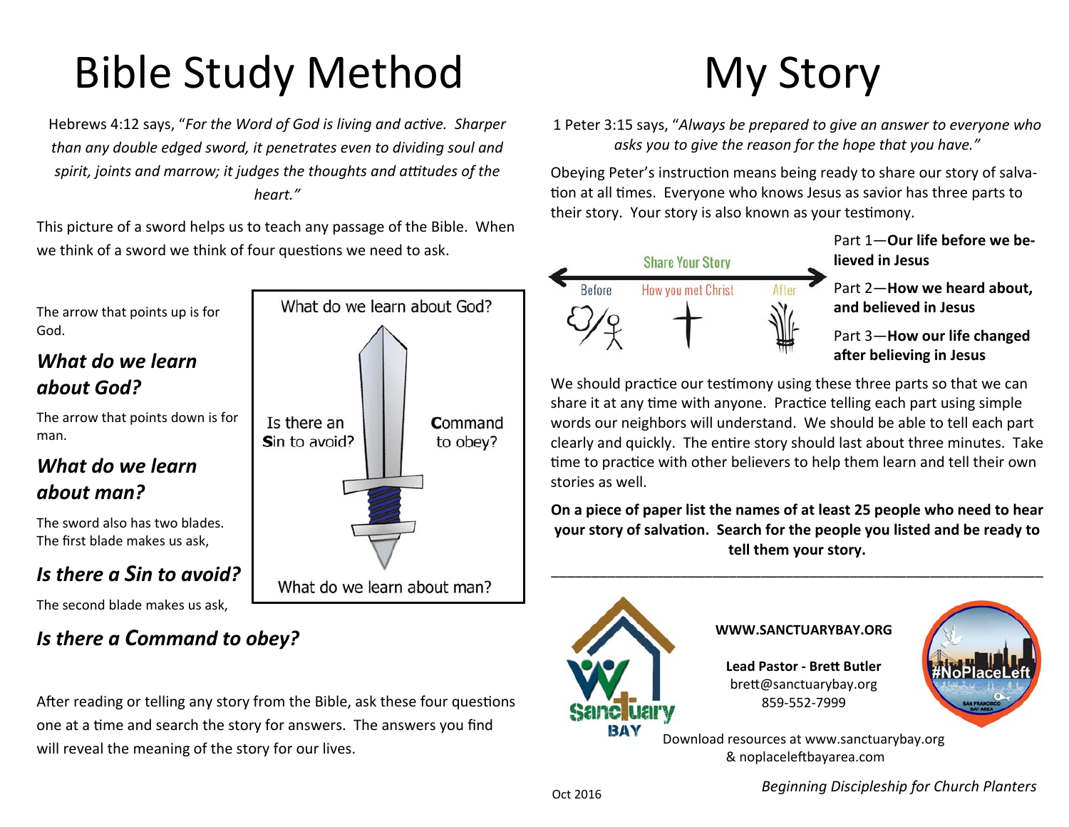# Bible Study Method

Hebrews 4:12 says, "*For the Word of God is living and active. Sharper than any double edged sword, it penetrates even to dividing soul and spirit, joints and marrow; it judges the thoughts and attitudes of the heart.*"

This picture of a sword helps us to teach any passage of the Bible. When we think of a sword we think of four questions we need to ask.

What do we learn about God?

Is there an **S**in to avoid?

**C**ommand to obey?

What do we learn about man?

The arrow that points up is for God.

### *What do we learn about God?*

The arrow that points down is for man.

### *What do we learn about man?*

The sword also has two blades. The first blade makes us ask,

### *Is there a Sin to avoid?*

The second blade makes us ask,

### *Is there a Command to obey?*

After reading or telling any story from the Bible, ask these four questions one at a time and search the story for answers. The answers you find will reveal the meaning of the story for our lives.

# My Story

1 Peter 3:15 says, "*Always be prepared to give an answer to everyone who asks you to give the reason for the hope that you have.*"

Obeying Peter's instruction means being ready to share our story of salvation at all times. Everyone who knows Jesus as savior has three parts to their story. Your story is also known as your testimony.

Share Your Story

Before — How you met Christ — After

Part 1—**Our life before we believed in Jesus**

Part 2—**How we heard about, and believed in Jesus**

Part 3—**How our life changed after believing in Jesus**

We should practice our testimony using these three parts so that we can share it at any time with anyone. Practice telling each part using simple words our neighbors will understand. We should be able to tell each part clearly and quickly. The entire story should last about three minutes. Take time to practice with other believers to help them learn and tell their own stories as well.

**On a piece of paper list the names of at least 25 people who need to hear your story of salvation. Search for the people you listed and be ready to tell them your story.**

---

**WWW.SANCTUARYBAY.ORG**

**Lead Pastor - Brett Butler**
brett@sanctuarybay.org
859-552-7999

Download resources at www.sanctuarybay.org & noplaceleftbayarea.com

Oct 2016

*Beginning Discipleship for Church Planters*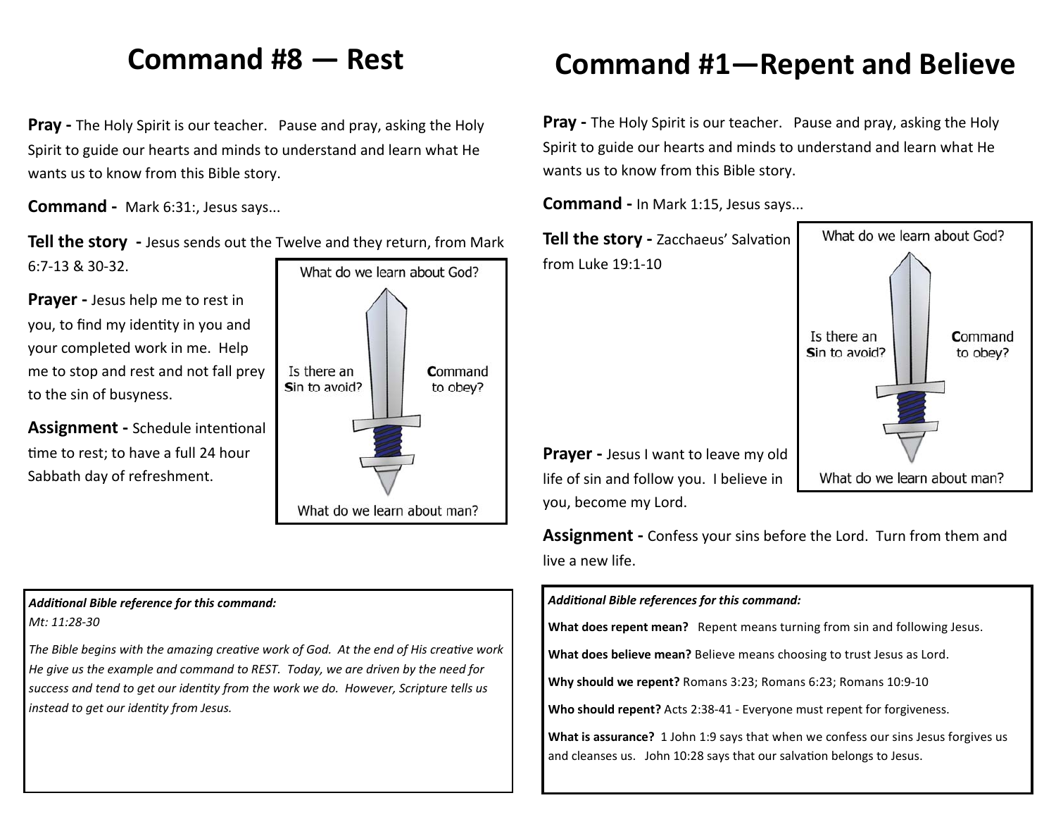# Command #8 — Rest

**Pray -** The Holy Spirit is our teacher. Pause and pray, asking the Holy Spirit to guide our hearts and minds to understand and learn what He wants us to know from this Bible story.

**Command -** Mark 6:31:, Jesus says...

**Tell the story -** Jesus sends out the Twelve and they return, from Mark 6:7-13 & 30-32.

What do we learn about God?

Is there an **S**in to avoid?

**C**ommand to obey?

What do we learn about man?

**Prayer -** Jesus help me to rest in you, to find my identity in you and your completed work in me. Help me to stop and rest and not fall prey to the sin of busyness.

**Assignment -** Schedule intentional time to rest; to have a full 24 hour Sabbath day of refreshment.

***Additional Bible reference for this command:***

*Mt: 11:28-30*

*The Bible begins with the amazing creative work of God. At the end of His creative work He give us the example and command to REST. Today, we are driven by the need for success and tend to get our identity from the work we do. However, Scripture tells us instead to get our identity from Jesus.*

# Command #1—Repent and Believe

**Pray -** The Holy Spirit is our teacher. Pause and pray, asking the Holy Spirit to guide our hearts and minds to understand and learn what He wants us to know from this Bible story.

**Command -** In Mark 1:15, Jesus says...

**Tell the story -** Zacchaeus' Salvation from Luke 19:1-10

What do we learn about God?

Is there an **S**in to avoid?

**C**ommand to obey?

What do we learn about man?

**Prayer -** Jesus I want to leave my old life of sin and follow you. I believe in you, become my Lord.

**Assignment -** Confess your sins before the Lord. Turn from them and live a new life.

***Additional Bible references for this command:***

**What does repent mean?** Repent means turning from sin and following Jesus.

**What does believe mean?** Believe means choosing to trust Jesus as Lord.

**Why should we repent?** Romans 3:23; Romans 6:23; Romans 10:9-10

**Who should repent?** Acts 2:38-41 - Everyone must repent for forgiveness.

**What is assurance?** 1 John 1:9 says that when we confess our sins Jesus forgives us and cleanses us. John 10:28 says that our salvation belongs to Jesus.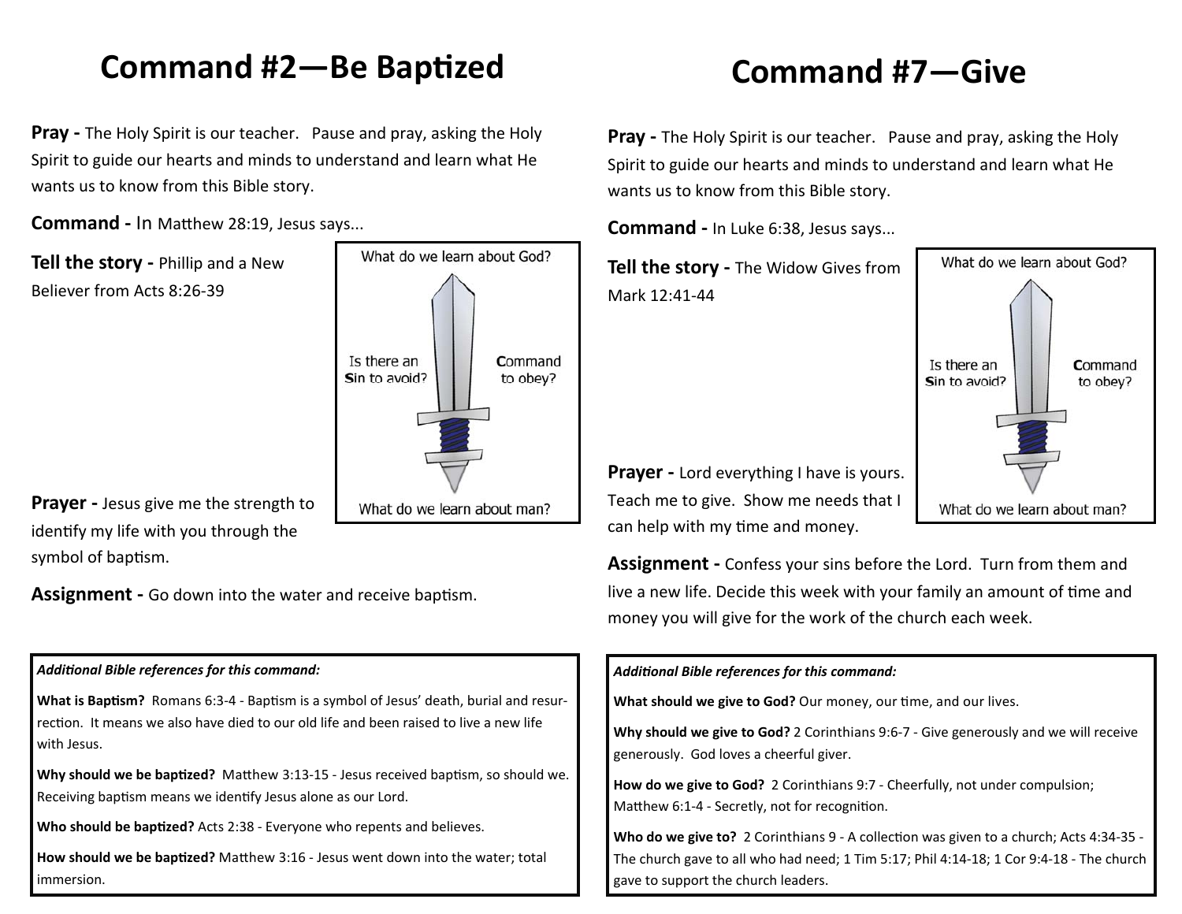## Command #2—Be Baptized

**Pray -** The Holy Spirit is our teacher. Pause and pray, asking the Holy Spirit to guide our hearts and minds to understand and learn what He wants us to know from this Bible story.

**Command -** In Matthew 28:19, Jesus says...

**Tell the story -** Phillip and a New Believer from Acts 8:26-39

What do we learn about God?

Is there an **S**in to avoid?

**C**ommand to obey?

What do we learn about man?

**Prayer -** Jesus give me the strength to identify my life with you through the symbol of baptism.

**Assignment -** Go down into the water and receive baptism.

***Additional Bible references for this command:***

**What is Baptism?** Romans 6:3-4 - Baptism is a symbol of Jesus' death, burial and resurrection. It means we also have died to our old life and been raised to live a new life with Jesus.

**Why should we be baptized?** Matthew 3:13-15 - Jesus received baptism, so should we. Receiving baptism means we identify Jesus alone as our Lord.

**Who should be baptized?** Acts 2:38 - Everyone who repents and believes.

**How should we be baptized?** Matthew 3:16 - Jesus went down into the water; total immersion.

## Command #7—Give

**Pray -** The Holy Spirit is our teacher. Pause and pray, asking the Holy Spirit to guide our hearts and minds to understand and learn what He wants us to know from this Bible story.

**Command -** In Luke 6:38, Jesus says...

**Tell the story -** The Widow Gives from Mark 12:41-44

What do we learn about God?

Is there an **S**in to avoid?

**C**ommand to obey?

What do we learn about man?

**Prayer -** Lord everything I have is yours. Teach me to give. Show me needs that I can help with my time and money.

**Assignment -** Confess your sins before the Lord. Turn from them and live a new life. Decide this week with your family an amount of time and money you will give for the work of the church each week.

***Additional Bible references for this command:***

**What should we give to God?** Our money, our time, and our lives.

**Why should we give to God?** 2 Corinthians 9:6-7 - Give generously and we will receive generously. God loves a cheerful giver.

**How do we give to God?** 2 Corinthians 9:7 - Cheerfully, not under compulsion; Matthew 6:1-4 - Secretly, not for recognition.

**Who do we give to?** 2 Corinthians 9 - A collection was given to a church; Acts 4:34-35 - The church gave to all who had need; 1 Tim 5:17; Phil 4:14-18; 1 Cor 9:4-18 - The church gave to support the church leaders.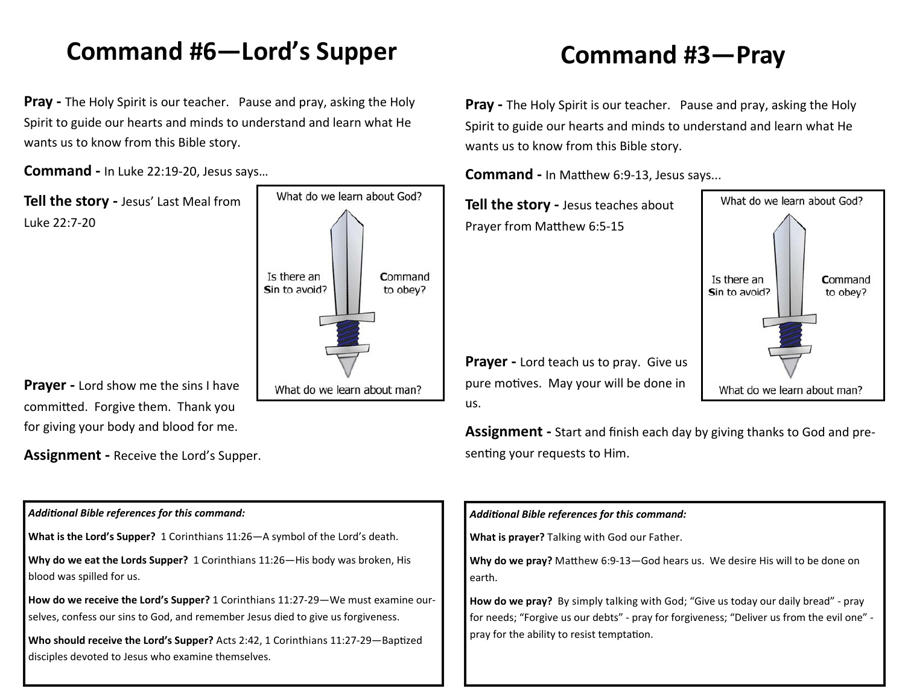# Command #6—Lord's Supper

**Pray -** The Holy Spirit is our teacher. Pause and pray, asking the Holy Spirit to guide our hearts and minds to understand and learn what He wants us to know from this Bible story.

**Command -** In Luke 22:19-20, Jesus says…

**Tell the story -** Jesus' Last Meal from Luke 22:7-20

What do we learn about God?

Is there an **S**in to avoid?

**C**ommand to obey?

What do we learn about man?

**Prayer -** Lord show me the sins I have committed. Forgive them. Thank you for giving your body and blood for me.

**Assignment -** Receive the Lord's Supper.

***Additional Bible references for this command:***

**What is the Lord's Supper?** 1 Corinthians 11:26—A symbol of the Lord's death.

**Why do we eat the Lords Supper?** 1 Corinthians 11:26—His body was broken, His blood was spilled for us.

**How do we receive the Lord's Supper?** 1 Corinthians 11:27-29—We must examine ourselves, confess our sins to God, and remember Jesus died to give us forgiveness.

**Who should receive the Lord's Supper?** Acts 2:42, 1 Corinthians 11:27-29—Baptized disciples devoted to Jesus who examine themselves.

# Command #3—Pray

**Pray -** The Holy Spirit is our teacher. Pause and pray, asking the Holy Spirit to guide our hearts and minds to understand and learn what He wants us to know from this Bible story.

**Command -** In Matthew 6:9-13, Jesus says...

**Tell the story -** Jesus teaches about Prayer from Matthew 6:5-15

What do we learn about God?

Is there an **S**in to avoid?

**C**ommand to obey?

What do we learn about man?

**Prayer -** Lord teach us to pray. Give us pure motives. May your will be done in us.

**Assignment -** Start and finish each day by giving thanks to God and presenting your requests to Him.

***Additional Bible references for this command:***

**What is prayer?** Talking with God our Father.

**Why do we pray?** Matthew 6:9-13—God hears us. We desire His will to be done on earth.

**How do we pray?** By simply talking with God; "Give us today our daily bread" - pray for needs; "Forgive us our debts" - pray for forgiveness; "Deliver us from the evil one" - pray for the ability to resist temptation.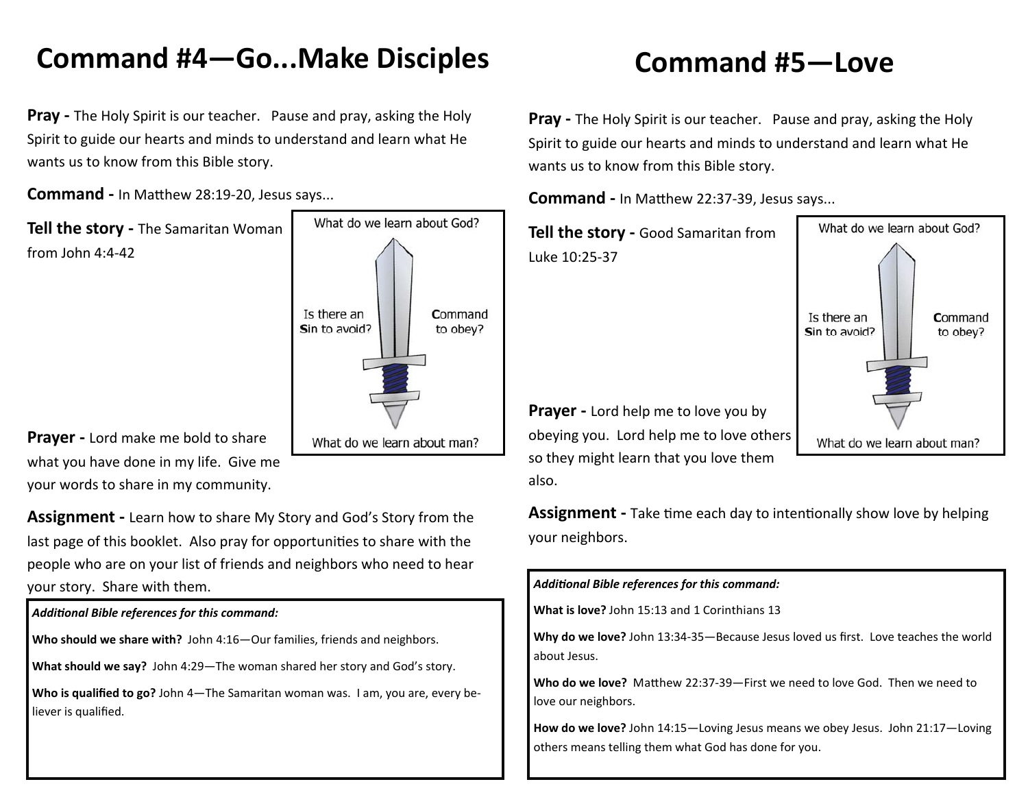# Command #4—Go...Make Disciples

**Pray -** The Holy Spirit is our teacher. Pause and pray, asking the Holy Spirit to guide our hearts and minds to understand and learn what He wants us to know from this Bible story.

**Command -** In Matthew 28:19-20, Jesus says...

**Tell the story -** The Samaritan Woman from John 4:4-42

What do we learn about God?

Is there an **S**in to avoid?

**C**ommand to obey?

What do we learn about man?

**Prayer -** Lord make me bold to share what you have done in my life. Give me your words to share in my community.

**Assignment -** Learn how to share My Story and God's Story from the last page of this booklet. Also pray for opportunities to share with the people who are on your list of friends and neighbors who need to hear your story. Share with them.

***Additional Bible references for this command:***

**Who should we share with?** John 4:16—Our families, friends and neighbors.

**What should we say?** John 4:29—The woman shared her story and God's story.

**Who is qualified to go?** John 4—The Samaritan woman was. I am, you are, every believer is qualified.

# Command #5—Love

**Pray -** The Holy Spirit is our teacher. Pause and pray, asking the Holy Spirit to guide our hearts and minds to understand and learn what He wants us to know from this Bible story.

**Command -** In Matthew 22:37-39, Jesus says...

**Tell the story -** Good Samaritan from Luke 10:25-37

What do we learn about God?

Is there an **S**in to avoid?

**C**ommand to obey?

What do we learn about man?

**Prayer -** Lord help me to love you by obeying you. Lord help me to love others so they might learn that you love them also.

**Assignment -** Take time each day to intentionally show love by helping your neighbors.

***Additional Bible references for this command:***

**What is love?** John 15:13 and 1 Corinthians 13

**Why do we love?** John 13:34-35—Because Jesus loved us first. Love teaches the world about Jesus.

**Who do we love?** Matthew 22:37-39—First we need to love God. Then we need to love our neighbors.

**How do we love?** John 14:15—Loving Jesus means we obey Jesus. John 21:17—Loving others means telling them what God has done for you.